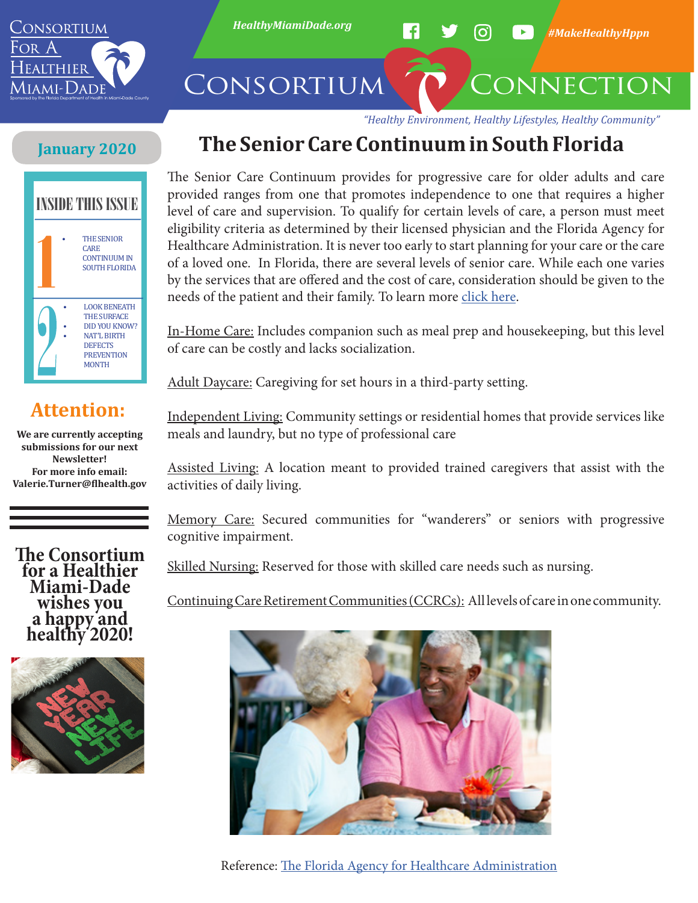# Consortium for a Healthier Miami-Dade

Sponsored by the Florida Department of Health in Miami-Dade County

HealthyMiamiDade.org

#MakeHealthyHppn

# Consortium Connection

*"Healthy Environment, Healthy Lifestyles, Healthy Community"*

**January 2020**

## INSIDE THIS ISSUE

1
- THE SENIOR CARE CONTINUUM IN SOUTH FLORIDA

2
- LOOK BENEATH THE SURFACE
- DID YOU KNOW?
- NAT'L BIRTH DEFECTS PREVENTION MONTH

## Attention:

**We are currently accepting submissions for our next Newsletter!**
**For more info email: Valerie.Turner@flhealth.gov**

**The Consortium for a Healthier Miami-Dade wishes you a happy and healthy 2020!**

# The Senior Care Continuum in South Florida

The Senior Care Continuum provides for progressive care for older adults and care provided ranges from one that promotes independence to one that requires a higher level of care and supervision. To qualify for certain levels of care, a person must meet eligibility criteria as determined by their licensed physician and the Florida Agency for Healthcare Administration. It is never too early to start planning for your care or the care of a loved one. In Florida, there are several levels of senior care. While each one varies by the services that are offered and the cost of care, consideration should be given to the needs of the patient and their family. To learn more click here.

In-Home Care: Includes companion such as meal prep and housekeeping, but this level of care can be costly and lacks socialization.

Adult Daycare: Caregiving for set hours in a third-party setting.

Independent Living: Community settings or residential homes that provide services like meals and laundry, but no type of professional care

Assisted Living: A location meant to provided trained caregivers that assist with the activities of daily living.

Memory Care: Secured communities for "wanderers" or seniors with progressive cognitive impairment.

Skilled Nursing: Reserved for those with skilled care needs such as nursing.

Continuing Care Retirement Communities (CCRCs): All levels of care in one community.

Reference: The Florida Agency for Healthcare Administration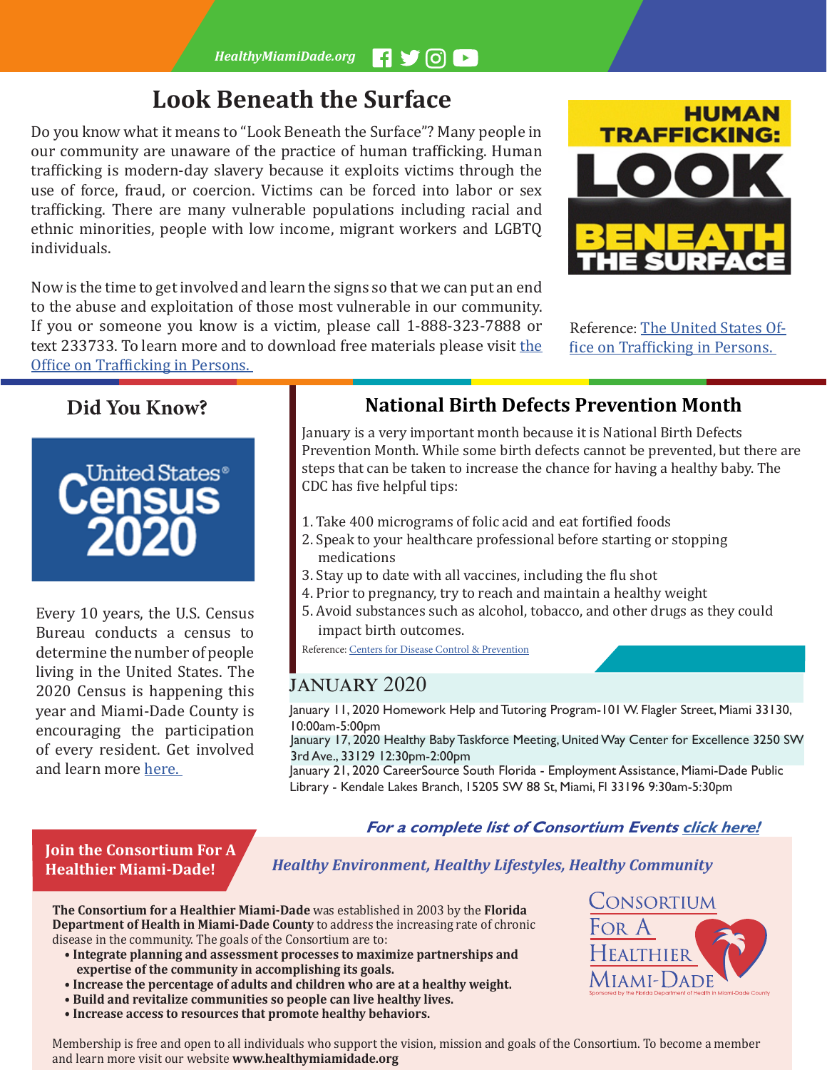HealthyMiamiDade.org

# Look Beneath the Surface

Do you know what it means to "Look Beneath the Surface"? Many people in our community are unaware of the practice of human trafficking. Human trafficking is modern-day slavery because it exploits victims through the use of force, fraud, or coercion. Victims can be forced into labor or sex trafficking. There are many vulnerable populations including racial and ethnic minorities, people with low income, migrant workers and LGBTQ individuals.

Now is the time to get involved and learn the signs so that we can put an end to the abuse and exploitation of those most vulnerable in our community. If you or someone you know is a victim, please call 1-888-323-7888 or text 233733. To learn more and to download free materials please visit the Office on Trafficking in Persons.

HUMAN TRAFFICKING: LOOK BENEATH THE SURFACE

Reference: The United States Office on Trafficking in Persons.

## Did You Know?

United States Census 2020

Every 10 years, the U.S. Census Bureau conducts a census to determine the number of people living in the United States. The 2020 Census is happening this year and Miami-Dade County is encouraging the participation of every resident. Get involved and learn more here.

## National Birth Defects Prevention Month

January is a very important month because it is National Birth Defects Prevention Month. While some birth defects cannot be prevented, but there are steps that can be taken to increase the chance for having a healthy baby. The CDC has five helpful tips:

1. Take 400 micrograms of folic acid and eat fortified foods
2. Speak to your healthcare professional before starting or stopping medications
3. Stay up to date with all vaccines, including the flu shot
4. Prior to pregnancy, try to reach and maintain a healthy weight
5. Avoid substances such as alcohol, tobacco, and other drugs as they could impact birth outcomes.

Reference: Centers for Disease Control & Prevention

## JANUARY 2020

January 11, 2020 Homework Help and Tutoring Program-101 W. Flagler Street, Miami 33130, 10:00am-5:00pm

January 17, 2020 Healthy Baby Taskforce Meeting, United Way Center for Excellence 3250 SW 3rd Ave., 33129 12:30pm-2:00pm

January 21, 2020 CareerSource South Florida - Employment Assistance, Miami-Dade Public Library - Kendale Lakes Branch, 15205 SW 88 St, Miami, Fl 33196 9:30am-5:30pm

***For a complete list of Consortium Events click here!***

## Join the Consortium For A Healthier Miami-Dade!

***Healthy Environment, Healthy Lifestyles, Healthy Community***

**The Consortium for a Healthier Miami-Dade** was established in 2003 by the **Florida Department of Health in Miami-Dade County** to address the increasing rate of chronic disease in the community. The goals of the Consortium are to:

- **Integrate planning and assessment processes to maximize partnerships and expertise of the community in accomplishing its goals.**
- **Increase the percentage of adults and children who are at a healthy weight.**
- **Build and revitalize communities so people can live healthy lives.**
- **Increase access to resources that promote healthy behaviors.**

Consortium For A Healthier Miami-Dade
Sponsored by the Florida Department of Health in Miami-Dade County

Membership is free and open to all individuals who support the vision, mission and goals of the Consortium. To become a member and learn more visit our website **www.healthymiamidade.org**